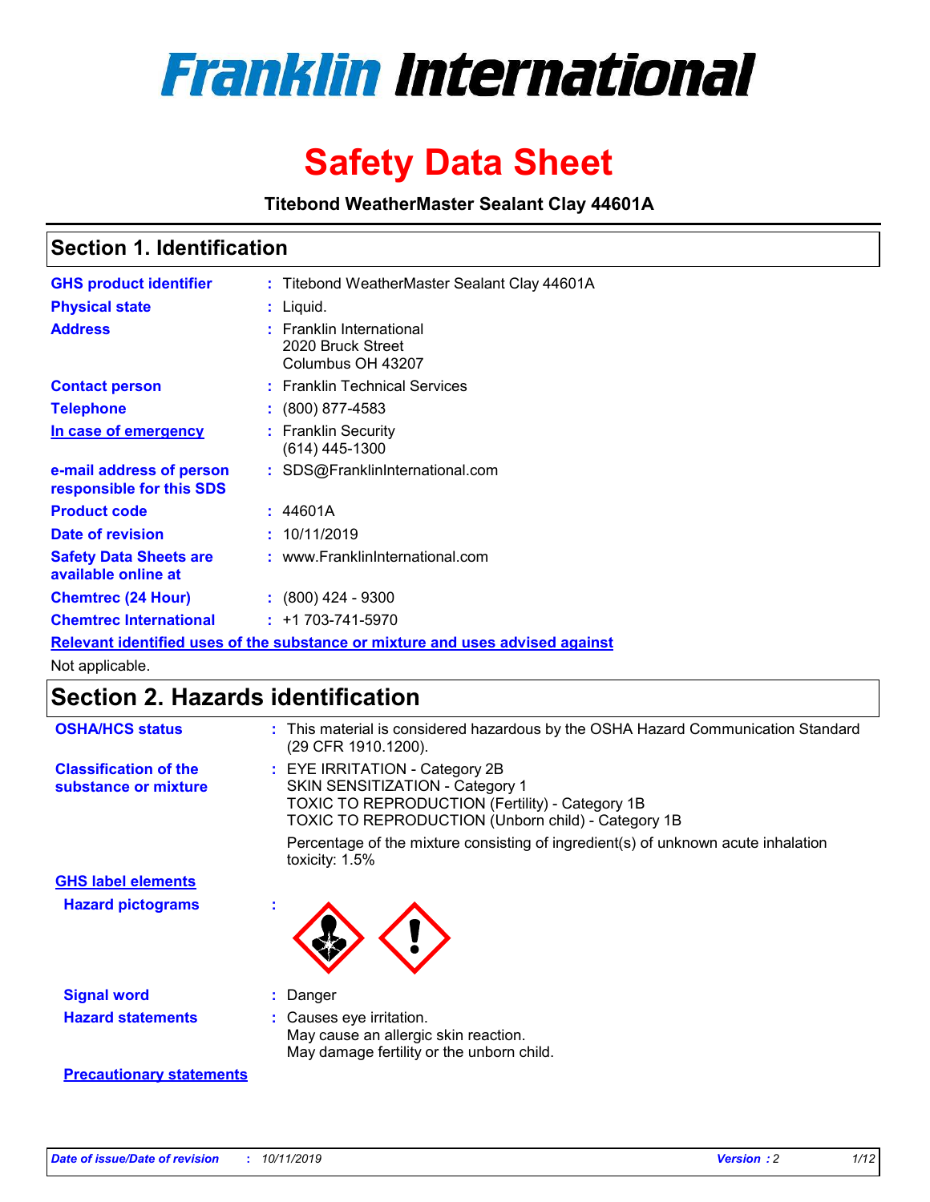# Franklin International

# Safety Data Sheet

**Titebond WeatherMaster Sealant Clay 44601A**

## Section 1. Identification

| | | |
|---|---|---|
| **GHS product identifier** | : | Titebond WeatherMaster Sealant Clay 44601A |
| **Physical state** | : | Liquid. |
| **Address** | : | Franklin International<br>2020 Bruck Street<br>Columbus OH 43207 |
| **Contact person** | : | Franklin Technical Services |
| **Telephone** | : | (800) 877-4583 |
| **In case of emergency** | : | Franklin Security<br>(614) 445-1300 |
| **e-mail address of person responsible for this SDS** | : | SDS@FranklinInternational.com |
| **Product code** | : | 44601A |
| **Date of revision** | : | 10/11/2019 |
| **Safety Data Sheets are available online at** | : | www.FranklinInternational.com |
| **Chemtrec (24 Hour)** | : | (800) 424 - 9300 |
| **Chemtrec International** | : | +1 703-741-5970 |

**Relevant identified uses of the substance or mixture and uses advised against**

Not applicable.

## Section 2. Hazards identification

| | | |
|---|---|---|
| **OSHA/HCS status** | : | This material is considered hazardous by the OSHA Hazard Communication Standard (29 CFR 1910.1200). |
| **Classification of the substance or mixture** | : | EYE IRRITATION - Category 2B<br>SKIN SENSITIZATION - Category 1<br>TOXIC TO REPRODUCTION (Fertility) - Category 1B<br>TOXIC TO REPRODUCTION (Unborn child) - Category 1B<br><br>Percentage of the mixture consisting of ingredient(s) of unknown acute inhalation toxicity: 1.5% |

**GHS label elements**

| | | |
|---|---|---|
| **Hazard pictograms** | : | |
| **Signal word** | : | Danger |
| **Hazard statements** | : | Causes eye irritation.<br>May cause an allergic skin reaction.<br>May damage fertility or the unborn child. |

**Precautionary statements**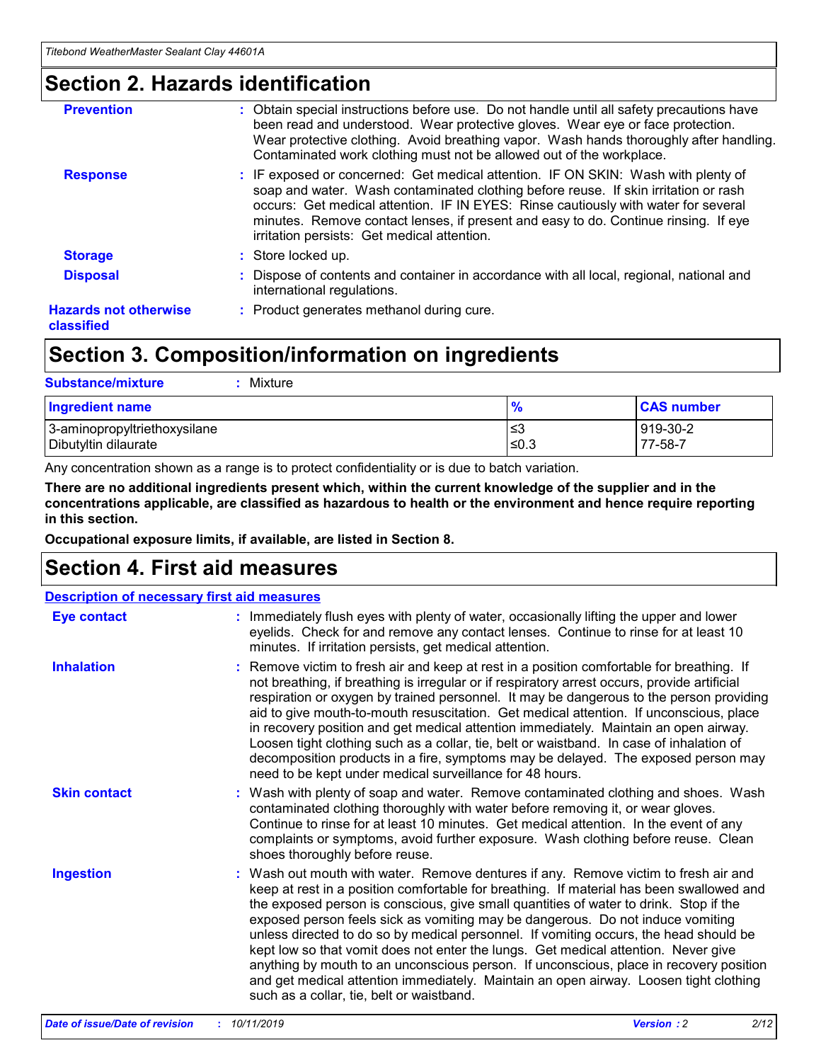## Section 2. Hazards identification

**Prevention** : Obtain special instructions before use. Do not handle until all safety precautions have been read and understood. Wear protective gloves. Wear eye or face protection. Wear protective clothing. Avoid breathing vapor. Wash hands thoroughly after handling. Contaminated work clothing must not be allowed out of the workplace.

**Response** : IF exposed or concerned: Get medical attention. IF ON SKIN: Wash with plenty of soap and water. Wash contaminated clothing before reuse. If skin irritation or rash occurs: Get medical attention. IF IN EYES: Rinse cautiously with water for several minutes. Remove contact lenses, if present and easy to do. Continue rinsing. If eye irritation persists: Get medical attention.

**Storage** : Store locked up.

**Disposal** : Dispose of contents and container in accordance with all local, regional, national and international regulations.

**Hazards not otherwise classified** : Product generates methanol during cure.

## Section 3. Composition/information on ingredients

**Substance/mixture** : Mixture

| Ingredient name | % | CAS number |
|---|---|---|
| 3-aminopropyltriethoxysilane | ≤3 | 919-30-2 |
| Dibutyltin dilaurate | ≤0.3 | 77-58-7 |

Any concentration shown as a range is to protect confidentiality or is due to batch variation.

**There are no additional ingredients present which, within the current knowledge of the supplier and in the concentrations applicable, are classified as hazardous to health or the environment and hence require reporting in this section.**

**Occupational exposure limits, if available, are listed in Section 8.**

## Section 4. First aid measures

**Description of necessary first aid measures**

**Eye contact** : Immediately flush eyes with plenty of water, occasionally lifting the upper and lower eyelids. Check for and remove any contact lenses. Continue to rinse for at least 10 minutes. If irritation persists, get medical attention.

**Inhalation** : Remove victim to fresh air and keep at rest in a position comfortable for breathing. If not breathing, if breathing is irregular or if respiratory arrest occurs, provide artificial respiration or oxygen by trained personnel. It may be dangerous to the person providing aid to give mouth-to-mouth resuscitation. Get medical attention. If unconscious, place in recovery position and get medical attention immediately. Maintain an open airway. Loosen tight clothing such as a collar, tie, belt or waistband. In case of inhalation of decomposition products in a fire, symptoms may be delayed. The exposed person may need to be kept under medical surveillance for 48 hours.

**Skin contact** : Wash with plenty of soap and water. Remove contaminated clothing and shoes. Wash contaminated clothing thoroughly with water before removing it, or wear gloves. Continue to rinse for at least 10 minutes. Get medical attention. In the event of any complaints or symptoms, avoid further exposure. Wash clothing before reuse. Clean shoes thoroughly before reuse.

**Ingestion** : Wash out mouth with water. Remove dentures if any. Remove victim to fresh air and keep at rest in a position comfortable for breathing. If material has been swallowed and the exposed person is conscious, give small quantities of water to drink. Stop if the exposed person feels sick as vomiting may be dangerous. Do not induce vomiting unless directed to do so by medical personnel. If vomiting occurs, the head should be kept low so that vomit does not enter the lungs. Get medical attention. Never give anything by mouth to an unconscious person. If unconscious, place in recovery position and get medical attention immediately. Maintain an open airway. Loosen tight clothing such as a collar, tie, belt or waistband.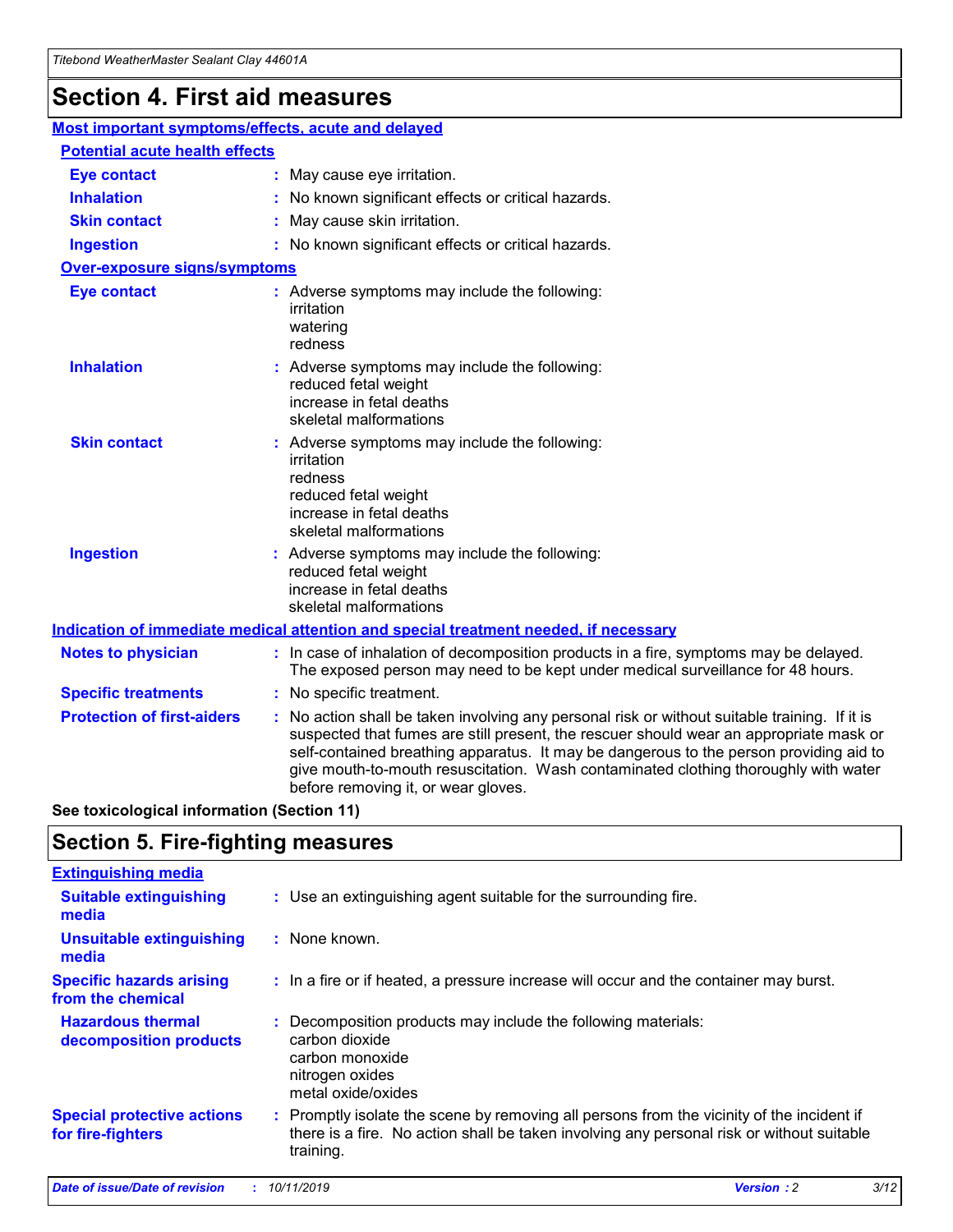# Section 4. First aid measures

## Most important symptoms/effects, acute and delayed

### Potential acute health effects

**Eye contact** : May cause eye irritation.

**Inhalation** : No known significant effects or critical hazards.

**Skin contact** : May cause skin irritation.

**Ingestion** : No known significant effects or critical hazards.

### Over-exposure signs/symptoms

**Eye contact** : Adverse symptoms may include the following:
irritation
watering
redness

**Inhalation** : Adverse symptoms may include the following:
reduced fetal weight
increase in fetal deaths
skeletal malformations

**Skin contact** : Adverse symptoms may include the following:
irritation
redness
reduced fetal weight
increase in fetal deaths
skeletal malformations

**Ingestion** : Adverse symptoms may include the following:
reduced fetal weight
increase in fetal deaths
skeletal malformations

## Indication of immediate medical attention and special treatment needed, if necessary

**Notes to physician** : In case of inhalation of decomposition products in a fire, symptoms may be delayed. The exposed person may need to be kept under medical surveillance for 48 hours.

**Specific treatments** : No specific treatment.

**Protection of first-aiders** : No action shall be taken involving any personal risk or without suitable training. If it is suspected that fumes are still present, the rescuer should wear an appropriate mask or self-contained breathing apparatus. It may be dangerous to the person providing aid to give mouth-to-mouth resuscitation. Wash contaminated clothing thoroughly with water before removing it, or wear gloves.

**See toxicological information (Section 11)**

# Section 5. Fire-fighting measures

## Extinguishing media

**Suitable extinguishing media** : Use an extinguishing agent suitable for the surrounding fire.

**Unsuitable extinguishing media** : None known.

**Specific hazards arising from the chemical** : In a fire or if heated, a pressure increase will occur and the container may burst.

**Hazardous thermal decomposition products** : Decomposition products may include the following materials:
carbon dioxide
carbon monoxide
nitrogen oxides
metal oxide/oxides

**Special protective actions for fire-fighters** : Promptly isolate the scene by removing all persons from the vicinity of the incident if there is a fire. No action shall be taken involving any personal risk or without suitable training.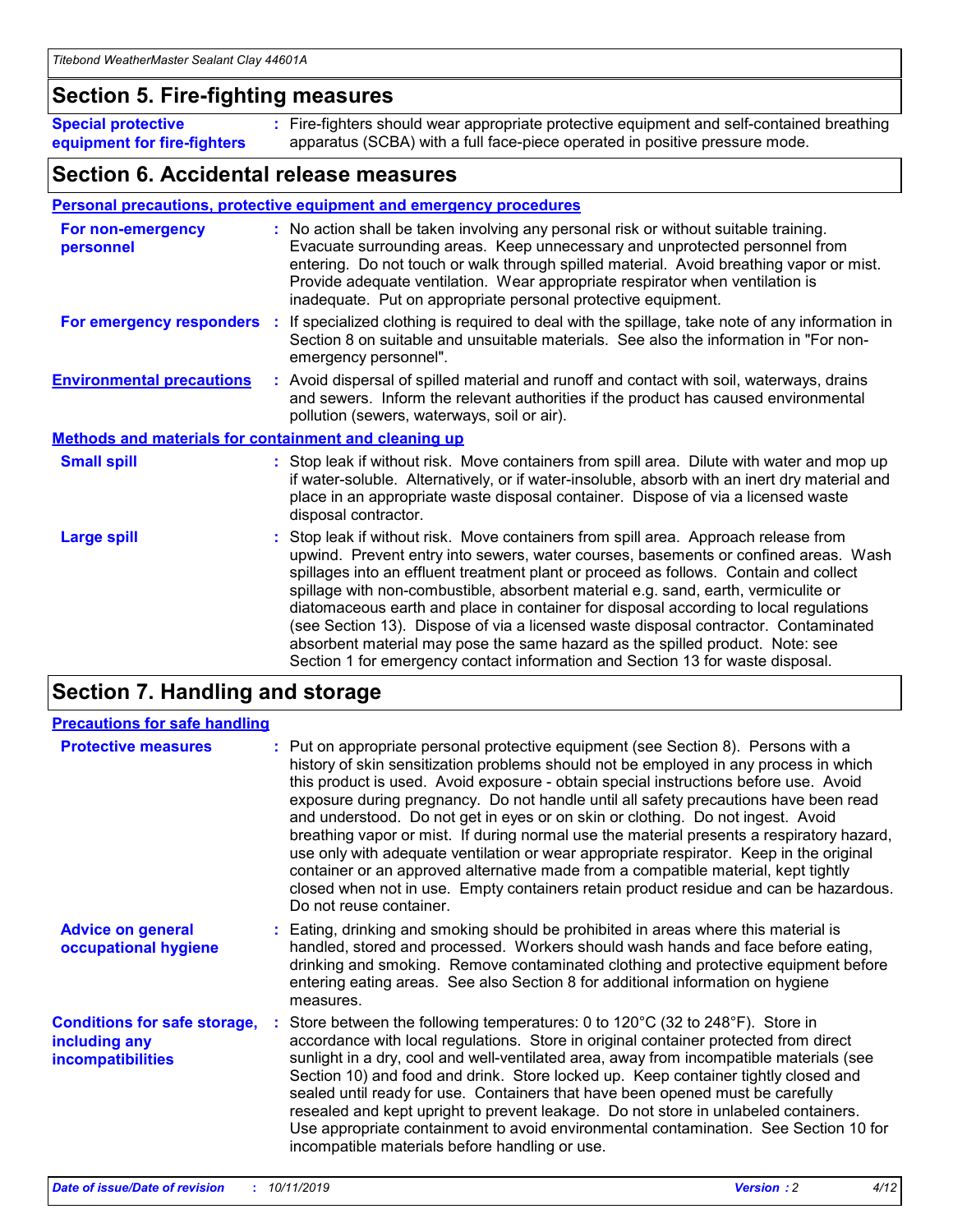## Section 5. Fire-fighting measures

**Special protective equipment for fire-fighters** : Fire-fighters should wear appropriate protective equipment and self-contained breathing apparatus (SCBA) with a full face-piece operated in positive pressure mode.

## Section 6. Accidental release measures

### Personal precautions, protective equipment and emergency procedures

**For non-emergency personnel** : No action shall be taken involving any personal risk or without suitable training. Evacuate surrounding areas. Keep unnecessary and unprotected personnel from entering. Do not touch or walk through spilled material. Avoid breathing vapor or mist. Provide adequate ventilation. Wear appropriate respirator when ventilation is inadequate. Put on appropriate personal protective equipment.

**For emergency responders** : If specialized clothing is required to deal with the spillage, take note of any information in Section 8 on suitable and unsuitable materials. See also the information in "For non-emergency personnel".

**Environmental precautions** : Avoid dispersal of spilled material and runoff and contact with soil, waterways, drains and sewers. Inform the relevant authorities if the product has caused environmental pollution (sewers, waterways, soil or air).

### Methods and materials for containment and cleaning up

**Small spill** : Stop leak if without risk. Move containers from spill area. Dilute with water and mop up if water-soluble. Alternatively, or if water-insoluble, absorb with an inert dry material and place in an appropriate waste disposal container. Dispose of via a licensed waste disposal contractor.

**Large spill** : Stop leak if without risk. Move containers from spill area. Approach release from upwind. Prevent entry into sewers, water courses, basements or confined areas. Wash spillages into an effluent treatment plant or proceed as follows. Contain and collect spillage with non-combustible, absorbent material e.g. sand, earth, vermiculite or diatomaceous earth and place in container for disposal according to local regulations (see Section 13). Dispose of via a licensed waste disposal contractor. Contaminated absorbent material may pose the same hazard as the spilled product. Note: see Section 1 for emergency contact information and Section 13 for waste disposal.

## Section 7. Handling and storage

### Precautions for safe handling

**Protective measures** : Put on appropriate personal protective equipment (see Section 8). Persons with a history of skin sensitization problems should not be employed in any process in which this product is used. Avoid exposure - obtain special instructions before use. Avoid exposure during pregnancy. Do not handle until all safety precautions have been read and understood. Do not get in eyes or on skin or clothing. Do not ingest. Avoid breathing vapor or mist. If during normal use the material presents a respiratory hazard, use only with adequate ventilation or wear appropriate respirator. Keep in the original container or an approved alternative made from a compatible material, kept tightly closed when not in use. Empty containers retain product residue and can be hazardous. Do not reuse container.

**Advice on general occupational hygiene** : Eating, drinking and smoking should be prohibited in areas where this material is handled, stored and processed. Workers should wash hands and face before eating, drinking and smoking. Remove contaminated clothing and protective equipment before entering eating areas. See also Section 8 for additional information on hygiene measures.

**Conditions for safe storage, including any incompatibilities** : Store between the following temperatures: 0 to 120°C (32 to 248°F). Store in accordance with local regulations. Store in original container protected from direct sunlight in a dry, cool and well-ventilated area, away from incompatible materials (see Section 10) and food and drink. Store locked up. Keep container tightly closed and sealed until ready for use. Containers that have been opened must be carefully resealed and kept upright to prevent leakage. Do not store in unlabeled containers. Use appropriate containment to avoid environmental contamination. See Section 10 for incompatible materials before handling or use.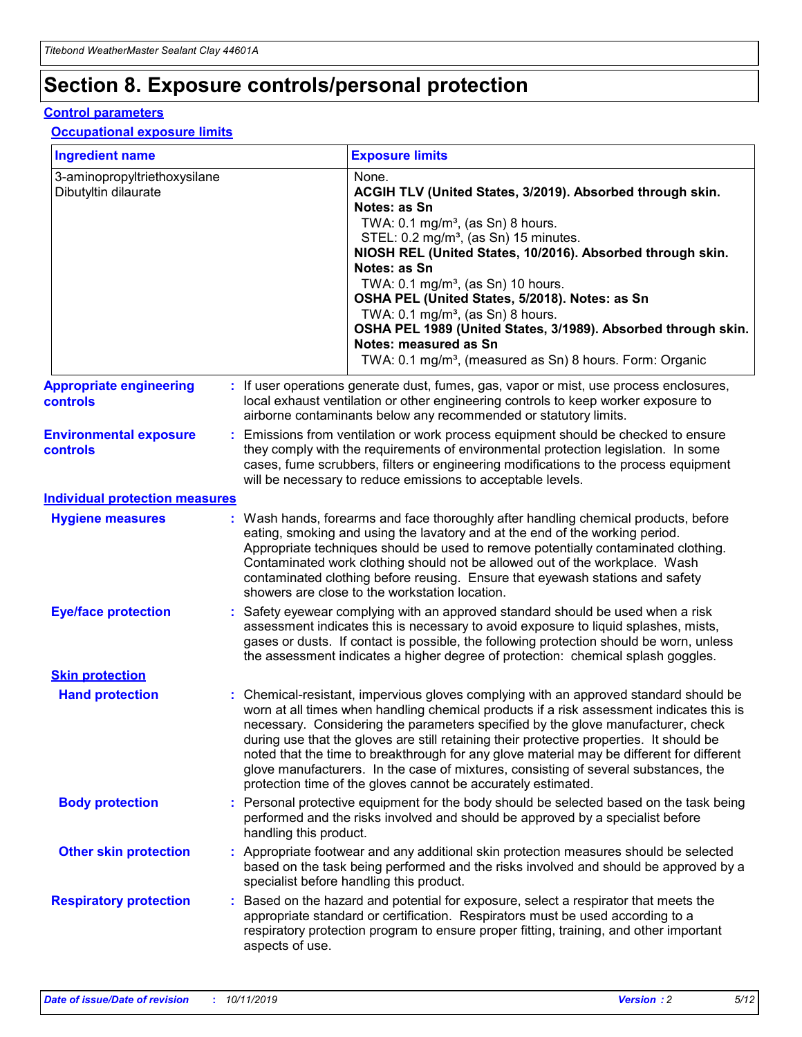# Section 8. Exposure controls/personal protection

## Control parameters

### Occupational exposure limits

| Ingredient name | Exposure limits |
|---|---|
| 3-aminopropyltriethoxysilane<br>Dibutyltin dilaurate | None.<br>**ACGIH TLV (United States, 3/2019). Absorbed through skin. Notes: as Sn**<br>TWA: 0.1 mg/m³, (as Sn) 8 hours.<br>STEL: 0.2 mg/m³, (as Sn) 15 minutes.<br>**NIOSH REL (United States, 10/2016). Absorbed through skin. Notes: as Sn**<br>TWA: 0.1 mg/m³, (as Sn) 10 hours.<br>**OSHA PEL (United States, 5/2018). Notes: as Sn**<br>TWA: 0.1 mg/m³, (as Sn) 8 hours.<br>**OSHA PEL 1989 (United States, 3/1989). Absorbed through skin. Notes: measured as Sn**<br>TWA: 0.1 mg/m³, (measured as Sn) 8 hours. Form: Organic |

**Appropriate engineering controls** : If user operations generate dust, fumes, gas, vapor or mist, use process enclosures, local exhaust ventilation or other engineering controls to keep worker exposure to airborne contaminants below any recommended or statutory limits.

**Environmental exposure controls** : Emissions from ventilation or work process equipment should be checked to ensure they comply with the requirements of environmental protection legislation. In some cases, fume scrubbers, filters or engineering modifications to the process equipment will be necessary to reduce emissions to acceptable levels.

## Individual protection measures

**Hygiene measures** : Wash hands, forearms and face thoroughly after handling chemical products, before eating, smoking and using the lavatory and at the end of the working period. Appropriate techniques should be used to remove potentially contaminated clothing. Contaminated work clothing should not be allowed out of the workplace. Wash contaminated clothing before reusing. Ensure that eyewash stations and safety showers are close to the workstation location.

**Eye/face protection** : Safety eyewear complying with an approved standard should be used when a risk assessment indicates this is necessary to avoid exposure to liquid splashes, mists, gases or dusts. If contact is possible, the following protection should be worn, unless the assessment indicates a higher degree of protection: chemical splash goggles.

### Skin protection

**Hand protection** : Chemical-resistant, impervious gloves complying with an approved standard should be worn at all times when handling chemical products if a risk assessment indicates this is necessary. Considering the parameters specified by the glove manufacturer, check during use that the gloves are still retaining their protective properties. It should be noted that the time to breakthrough for any glove material may be different for different glove manufacturers. In the case of mixtures, consisting of several substances, the protection time of the gloves cannot be accurately estimated.

**Body protection** : Personal protective equipment for the body should be selected based on the task being performed and the risks involved and should be approved by a specialist before handling this product.

**Other skin protection** : Appropriate footwear and any additional skin protection measures should be selected based on the task being performed and the risks involved and should be approved by a specialist before handling this product.

**Respiratory protection** : Based on the hazard and potential for exposure, select a respirator that meets the appropriate standard or certification. Respirators must be used according to a respiratory protection program to ensure proper fitting, training, and other important aspects of use.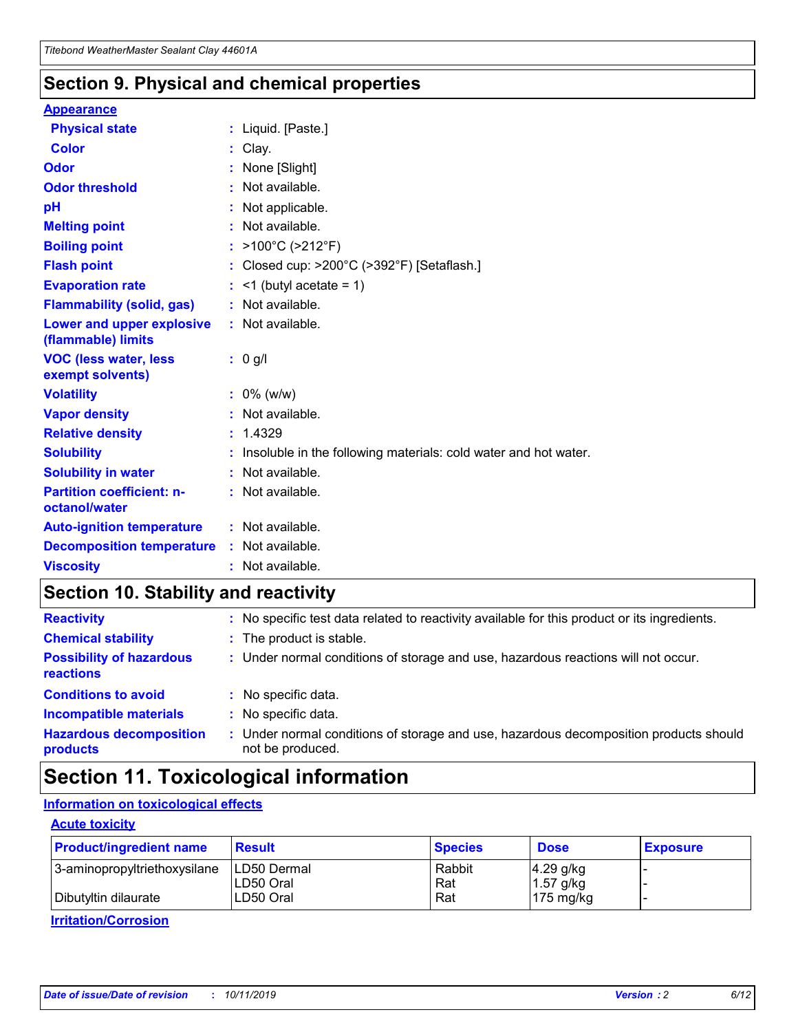## Section 9. Physical and chemical properties

### Appearance

| | |
|---|---|
| **Physical state** | : Liquid. [Paste.] |
| **Color** | : Clay. |
| **Odor** | : None [Slight] |
| **Odor threshold** | : Not available. |
| **pH** | : Not applicable. |
| **Melting point** | : Not available. |
| **Boiling point** | : >100°C (>212°F) |
| **Flash point** | : Closed cup: >200°C (>392°F) [Setaflash.] |
| **Evaporation rate** | : <1 (butyl acetate = 1) |
| **Flammability (solid, gas)** | : Not available. |
| **Lower and upper explosive (flammable) limits** | : Not available. |
| **VOC (less water, less exempt solvents)** | : 0 g/l |
| **Volatility** | : 0% (w/w) |
| **Vapor density** | : Not available. |
| **Relative density** | : 1.4329 |
| **Solubility** | : Insoluble in the following materials: cold water and hot water. |
| **Solubility in water** | : Not available. |
| **Partition coefficient: n-octanol/water** | : Not available. |
| **Auto-ignition temperature** | : Not available. |
| **Decomposition temperature** | : Not available. |
| **Viscosity** | : Not available. |

## Section 10. Stability and reactivity

| | |
|---|---|
| **Reactivity** | : No specific test data related to reactivity available for this product or its ingredients. |
| **Chemical stability** | : The product is stable. |
| **Possibility of hazardous reactions** | : Under normal conditions of storage and use, hazardous reactions will not occur. |
| **Conditions to avoid** | : No specific data. |
| **Incompatible materials** | : No specific data. |
| **Hazardous decomposition products** | : Under normal conditions of storage and use, hazardous decomposition products should not be produced. |

## Section 11. Toxicological information

### Information on toxicological effects

#### Acute toxicity

| Product/ingredient name | Result | Species | Dose | Exposure |
|---|---|---|---|---|
| 3-aminopropyltriethoxysilane | LD50 Dermal | Rabbit | 4.29 g/kg | - |
| | LD50 Oral | Rat | 1.57 g/kg | - |
| Dibutyltin dilaurate | LD50 Oral | Rat | 175 mg/kg | - |

#### Irritation/Corrosion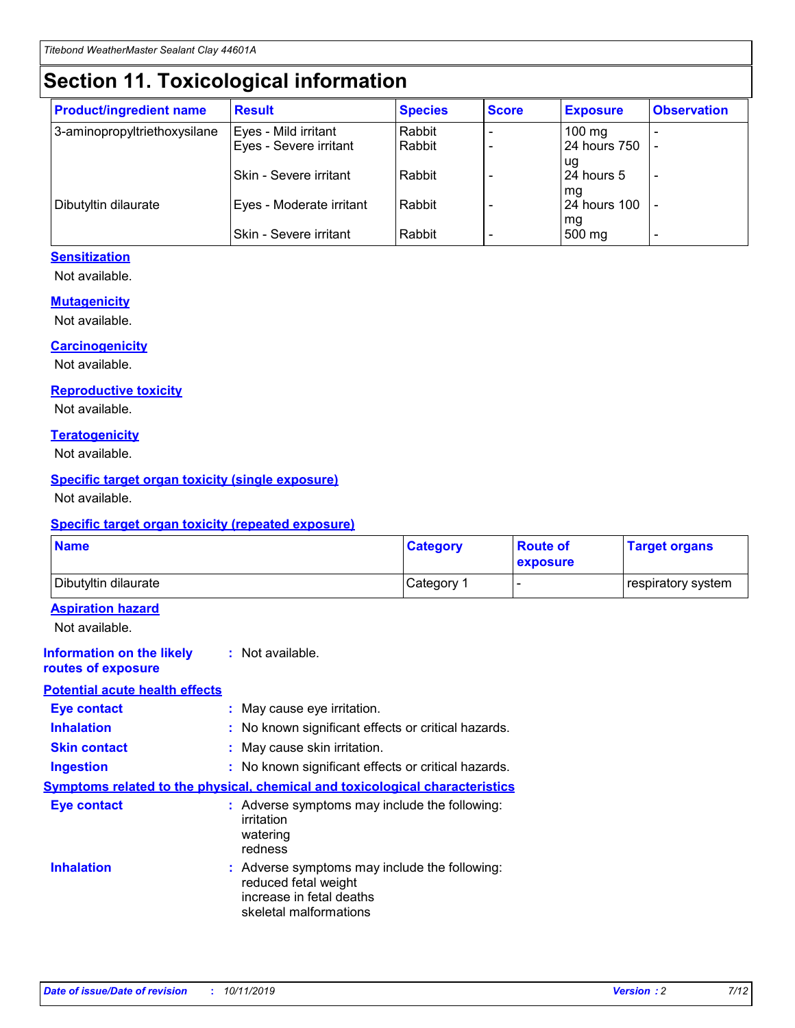# Section 11. Toxicological information

| Product/ingredient name | Result | Species | Score | Exposure | Observation |
| --- | --- | --- | --- | --- | --- |
| 3-aminopropyltriethoxysilane | Eyes - Mild irritant | Rabbit | - | 100 mg | - |
| | Eyes - Severe irritant | Rabbit | - | 24 hours 750 ug | - |
| | Skin - Severe irritant | Rabbit | - | 24 hours 5 mg | - |
| Dibutyltin dilaurate | Eyes - Moderate irritant | Rabbit | - | 24 hours 100 mg | - |
| | Skin - Severe irritant | Rabbit | - | 500 mg | - |

### Sensitization

Not available.

### Mutagenicity

Not available.

### Carcinogenicity

Not available.

### Reproductive toxicity

Not available.

### Teratogenicity

Not available.

### Specific target organ toxicity (single exposure)

Not available.

### Specific target organ toxicity (repeated exposure)

| Name | Category | Route of exposure | Target organs |
| --- | --- | --- | --- |
| Dibutyltin dilaurate | Category 1 | - | respiratory system |

### Aspiration hazard

Not available.

**Information on the likely routes of exposure** : Not available.

### Potential acute health effects

**Eye contact** : May cause eye irritation.

**Inhalation** : No known significant effects or critical hazards.

**Skin contact** : May cause skin irritation.

**Ingestion** : No known significant effects or critical hazards.

### Symptoms related to the physical, chemical and toxicological characteristics

**Eye contact** : Adverse symptoms may include the following:
irritation
watering
redness

**Inhalation** : Adverse symptoms may include the following:
reduced fetal weight
increase in fetal deaths
skeletal malformations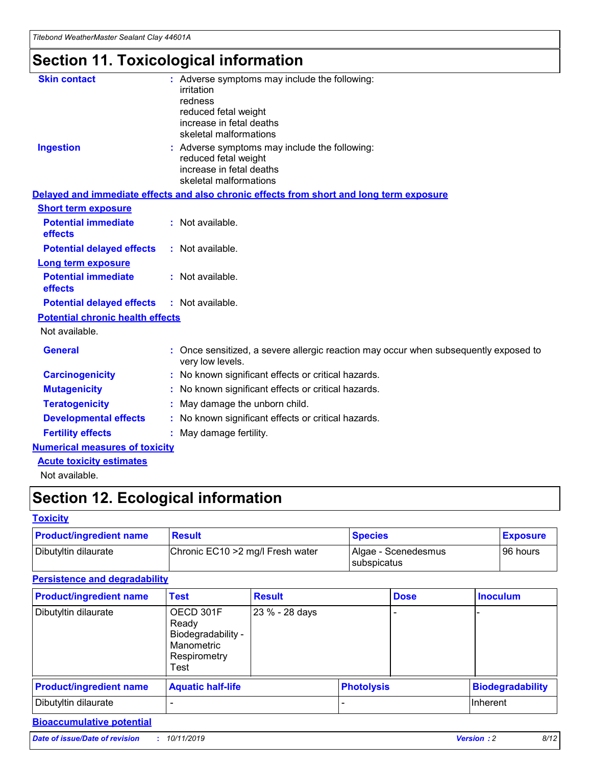# Section 11. Toxicological information

**Skin contact** : Adverse symptoms may include the following:
irritation
redness
reduced fetal weight
increase in fetal deaths
skeletal malformations

**Ingestion** : Adverse symptoms may include the following:
reduced fetal weight
increase in fetal deaths
skeletal malformations

**Delayed and immediate effects and also chronic effects from short and long term exposure**

**Short term exposure**

**Potential immediate effects** : Not available.

**Potential delayed effects** : Not available.

**Long term exposure**

**Potential immediate effects** : Not available.

**Potential delayed effects** : Not available.

**Potential chronic health effects**

Not available.

**General** : Once sensitized, a severe allergic reaction may occur when subsequently exposed to very low levels.

**Carcinogenicity** : No known significant effects or critical hazards.

**Mutagenicity** : No known significant effects or critical hazards.

**Teratogenicity** : May damage the unborn child.

**Developmental effects** : No known significant effects or critical hazards.

**Fertility effects** : May damage fertility.

**Numerical measures of toxicity**

**Acute toxicity estimates**

Not available.

# Section 12. Ecological information

**Toxicity**

| Product/ingredient name | Result | Species | Exposure |
|---|---|---|---|
| Dibutyltin dilaurate | Chronic EC10 >2 mg/l Fresh water | Algae - Scenedesmus subspicatus | 96 hours |

**Persistence and degradability**

| Product/ingredient name | Test | Result | Dose | Inoculum |
|---|---|---|---|---|
| Dibutyltin dilaurate | OECD 301F Ready Biodegradability - Manometric Respirometry Test | 23 % - 28 days | - | - |

| Product/ingredient name | Aquatic half-life | Photolysis | Biodegradability |
|---|---|---|---|
| Dibutyltin dilaurate | - | - | Inherent |

**Bioaccumulative potential**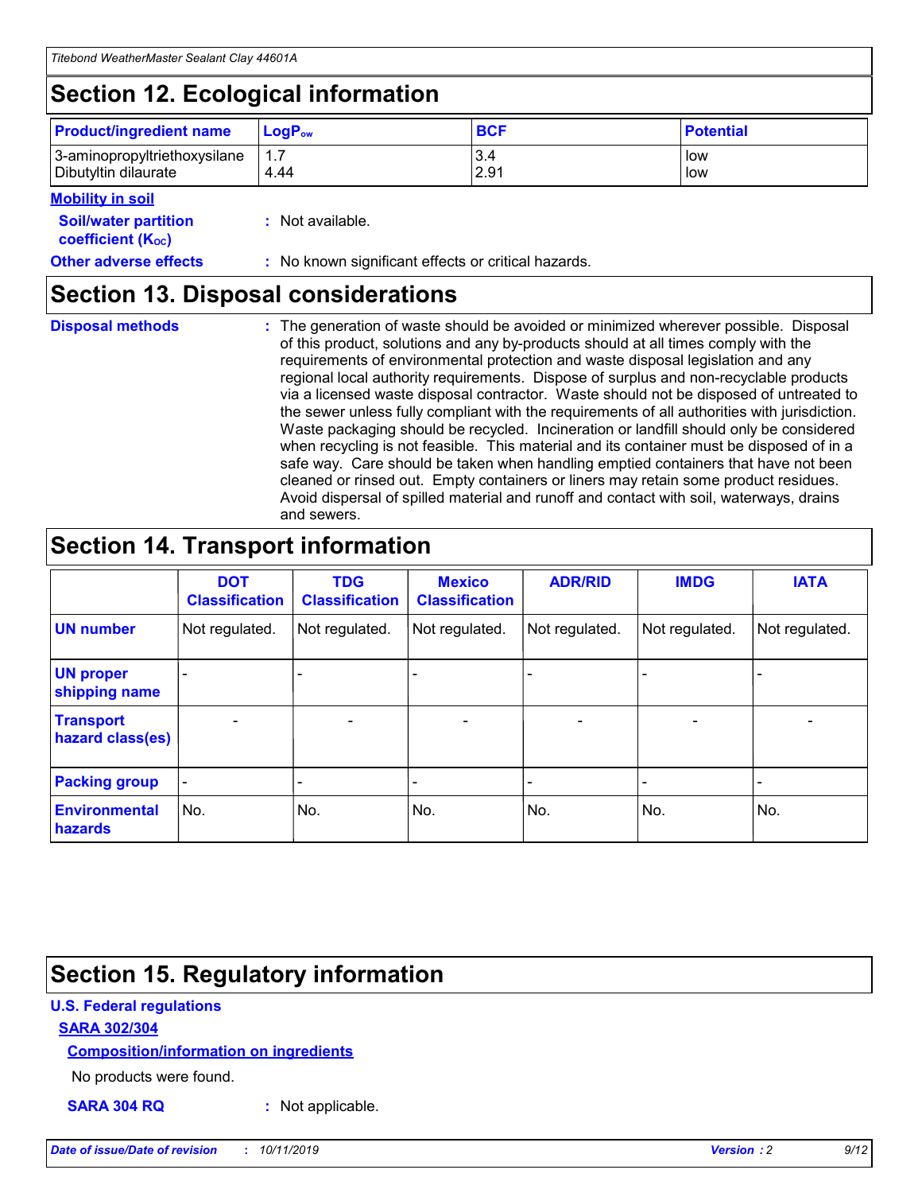## Section 12. Ecological information

| Product/ingredient name | $LogP_{ow}$ | BCF | Potential |
|---|---|---|---|
| 3-aminopropyltriethoxysilane | 1.7 | 3.4 | low |
| Dibutyltin dilaurate | 4.44 | 2.91 | low |

**Mobility in soil**

**Soil/water partition coefficient ($K_{OC}$)** : Not available.

**Other adverse effects** : No known significant effects or critical hazards.

## Section 13. Disposal considerations

**Disposal methods** : The generation of waste should be avoided or minimized wherever possible. Disposal of this product, solutions and any by-products should at all times comply with the requirements of environmental protection and waste disposal legislation and any regional local authority requirements. Dispose of surplus and non-recyclable products via a licensed waste disposal contractor. Waste should not be disposed of untreated to the sewer unless fully compliant with the requirements of all authorities with jurisdiction. Waste packaging should be recycled. Incineration or landfill should only be considered when recycling is not feasible. This material and its container must be disposed of in a safe way. Care should be taken when handling emptied containers that have not been cleaned or rinsed out. Empty containers or liners may retain some product residues. Avoid dispersal of spilled material and runoff and contact with soil, waterways, drains and sewers.

## Section 14. Transport information

| | DOT Classification | TDG Classification | Mexico Classification | ADR/RID | IMDG | IATA |
|---|---|---|---|---|---|---|
| UN number | Not regulated. | Not regulated. | Not regulated. | Not regulated. | Not regulated. | Not regulated. |
| UN proper shipping name | - | - | - | - | - | - |
| Transport hazard class(es) | - | - | - | - | - | - |
| Packing group | - | - | - | - | - | - |
| Environmental hazards | No. | No. | No. | No. | No. | No. |

## Section 15. Regulatory information

**U.S. Federal regulations**

**SARA 302/304**

**Composition/information on ingredients**

No products were found.

**SARA 304 RQ** : Not applicable.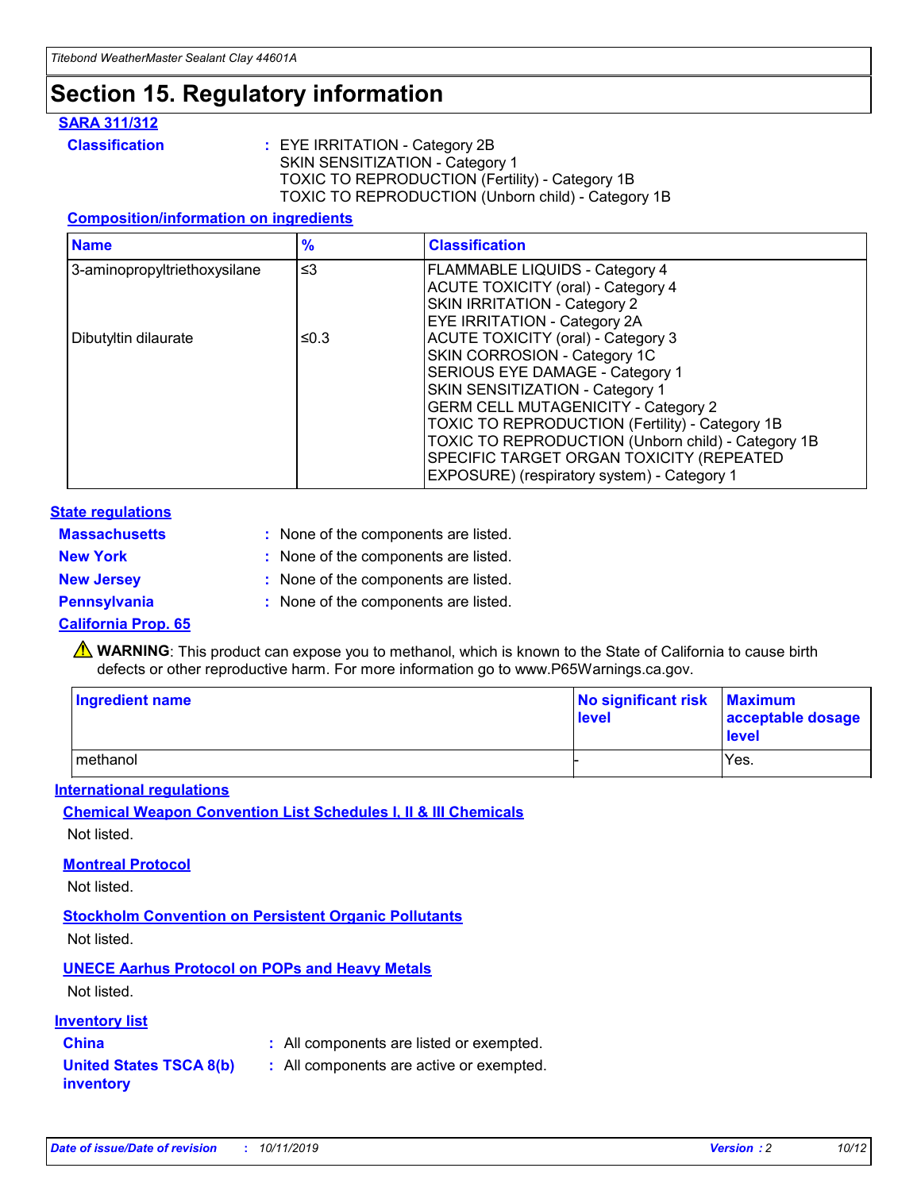# Section 15. Regulatory information

### SARA 311/312

**Classification** : EYE IRRITATION - Category 2B
SKIN SENSITIZATION - Category 1
TOXIC TO REPRODUCTION (Fertility) - Category 1B
TOXIC TO REPRODUCTION (Unborn child) - Category 1B

#### Composition/information on ingredients

| Name | % | Classification |
|---|---|---|
| 3-aminopropyltriethoxysilane | ≤3 | FLAMMABLE LIQUIDS - Category 4<br>ACUTE TOXICITY (oral) - Category 4<br>SKIN IRRITATION - Category 2<br>EYE IRRITATION - Category 2A |
| Dibutyltin dilaurate | ≤0.3 | ACUTE TOXICITY (oral) - Category 3<br>SKIN CORROSION - Category 1C<br>SERIOUS EYE DAMAGE - Category 1<br>SKIN SENSITIZATION - Category 1<br>GERM CELL MUTAGENICITY - Category 2<br>TOXIC TO REPRODUCTION (Fertility) - Category 1B<br>TOXIC TO REPRODUCTION (Unborn child) - Category 1B<br>SPECIFIC TARGET ORGAN TOXICITY (REPEATED EXPOSURE) (respiratory system) - Category 1 |

### State regulations

**Massachusetts** : None of the components are listed.
**New York** : None of the components are listed.
**New Jersey** : None of the components are listed.
**Pennsylvania** : None of the components are listed.

### California Prop. 65

⚠ **WARNING**: This product can expose you to methanol, which is known to the State of California to cause birth defects or other reproductive harm. For more information go to www.P65Warnings.ca.gov.

| Ingredient name | No significant risk level | Maximum acceptable dosage level |
|---|---|---|
| methanol | - | Yes. |

### International regulations

#### Chemical Weapon Convention List Schedules I, II & III Chemicals

Not listed.

#### Montreal Protocol

Not listed.

#### Stockholm Convention on Persistent Organic Pollutants

Not listed.

#### UNECE Aarhus Protocol on POPs and Heavy Metals

Not listed.

### Inventory list

**China** : All components are listed or exempted.
**United States TSCA 8(b) inventory** : All components are active or exempted.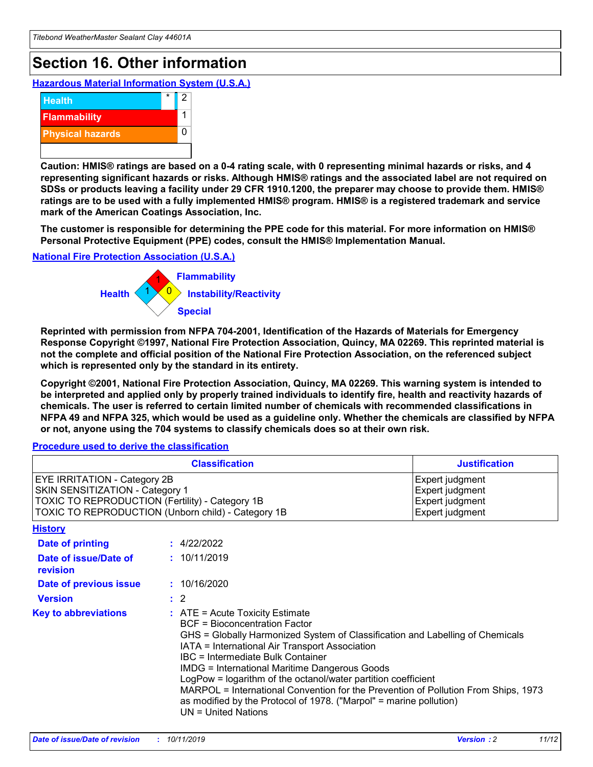# Section 16. Other information

### Hazardous Material Information System (U.S.A.)

| | | |
|---|---|---|
| Health | * | 2 |
| Flammability | | 1 |
| Physical hazards | | 0 |

**Caution: HMIS® ratings are based on a 0-4 rating scale, with 0 representing minimal hazards or risks, and 4 representing significant hazards or risks. Although HMIS® ratings and the associated label are not required on SDSs or products leaving a facility under 29 CFR 1910.1200, the preparer may choose to provide them. HMIS® ratings are to be used with a fully implemented HMIS® program. HMIS® is a registered trademark and service mark of the American Coatings Association, Inc.**

**The customer is responsible for determining the PPE code for this material. For more information on HMIS® Personal Protective Equipment (PPE) codes, consult the HMIS® Implementation Manual.**

### National Fire Protection Association (U.S.A.)

Health: 1
Flammability: 1
Instability/Reactivity: 0
Special:

**Reprinted with permission from NFPA 704-2001, Identification of the Hazards of Materials for Emergency Response Copyright ©1997, National Fire Protection Association, Quincy, MA 02269. This reprinted material is not the complete and official position of the National Fire Protection Association, on the referenced subject which is represented only by the standard in its entirety.**

**Copyright ©2001, National Fire Protection Association, Quincy, MA 02269. This warning system is intended to be interpreted and applied only by properly trained individuals to identify fire, health and reactivity hazards of chemicals. The user is referred to certain limited number of chemicals with recommended classifications in NFPA 49 and NFPA 325, which would be used as a guideline only. Whether the chemicals are classified by NFPA or not, anyone using the 704 systems to classify chemicals does so at their own risk.**

### Procedure used to derive the classification

| Classification | Justification |
|---|---|
| EYE IRRITATION - Category 2B | Expert judgment |
| SKIN SENSITIZATION - Category 1 | Expert judgment |
| TOXIC TO REPRODUCTION (Fertility) - Category 1B | Expert judgment |
| TOXIC TO REPRODUCTION (Unborn child) - Category 1B | Expert judgment |

### History

**Date of printing** : 4/22/2022

**Date of issue/Date of revision** : 10/11/2019

**Date of previous issue** : 10/16/2020

**Version** : 2

**Key to abbreviations** :
ATE = Acute Toxicity Estimate
BCF = Bioconcentration Factor
GHS = Globally Harmonized System of Classification and Labelling of Chemicals
IATA = International Air Transport Association
IBC = Intermediate Bulk Container
IMDG = International Maritime Dangerous Goods
LogPow = logarithm of the octanol/water partition coefficient
MARPOL = International Convention for the Prevention of Pollution From Ships, 1973 as modified by the Protocol of 1978. ("Marpol" = marine pollution)
UN = United Nations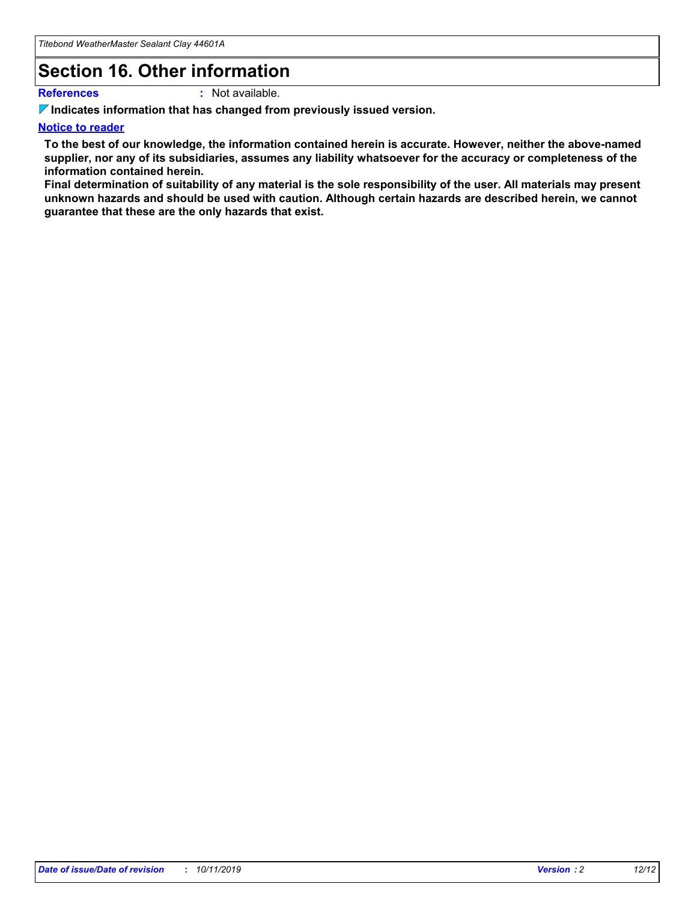# Section 16. Other information

**References** : Not available.

**Indicates information that has changed from previously issued version.**

**Notice to reader**

**To the best of our knowledge, the information contained herein is accurate. However, neither the above-named supplier, nor any of its subsidiaries, assumes any liability whatsoever for the accuracy or completeness of the information contained herein.**

**Final determination of suitability of any material is the sole responsibility of the user. All materials may present unknown hazards and should be used with caution. Although certain hazards are described herein, we cannot guarantee that these are the only hazards that exist.**